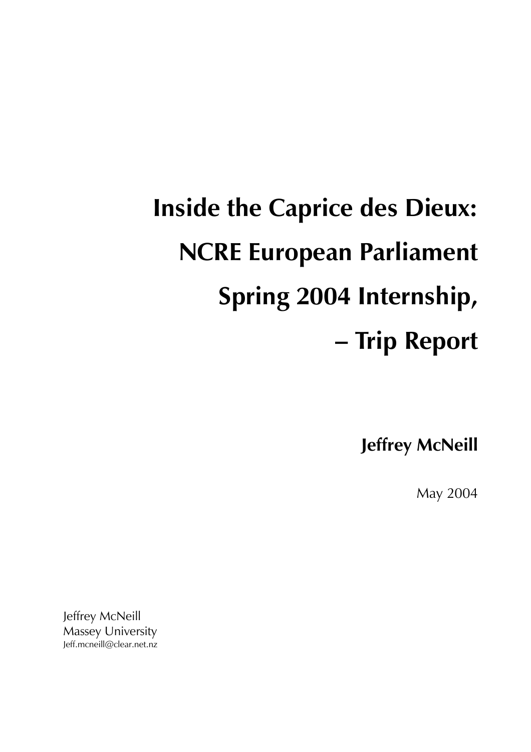# Inside the Caprice des Dieux: NCRE European Parliament Spring 2004 Internship, – Trip Report

**Jeffrey McNeill**

May 2004

Jeffrey McNeill
Massey University
Jeff.mcneill@clear.net.nz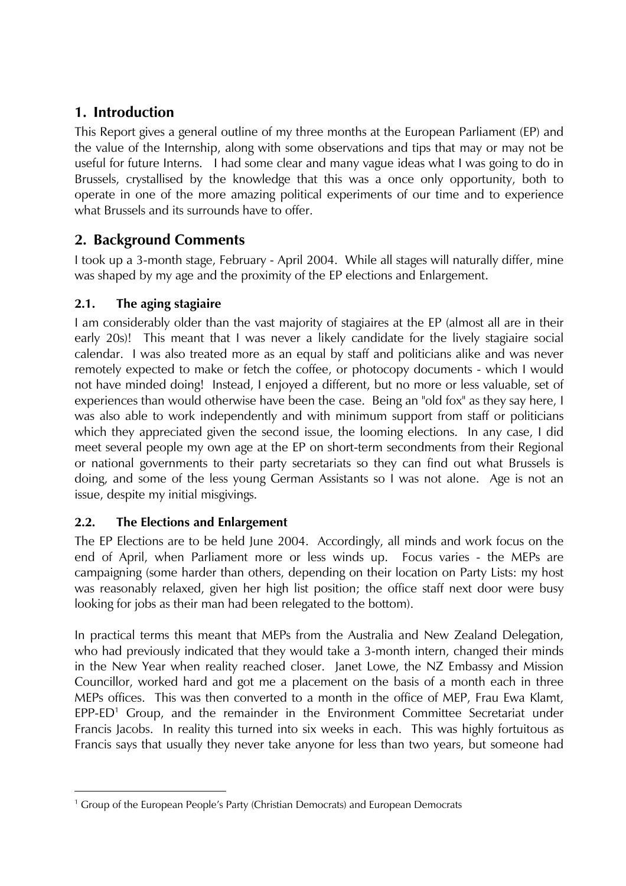## 1. Introduction

This Report gives a general outline of my three months at the European Parliament (EP) and the value of the Internship, along with some observations and tips that may or may not be useful for future Interns. I had some clear and many vague ideas what I was going to do in Brussels, crystallised by the knowledge that this was a once only opportunity, both to operate in one of the more amazing political experiments of our time and to experience what Brussels and its surrounds have to offer.

## 2. Background Comments

I took up a 3-month stage, February - April 2004. While all stages will naturally differ, mine was shaped by my age and the proximity of the EP elections and Enlargement.

### 2.1. The aging stagiaire

I am considerably older than the vast majority of stagiaires at the EP (almost all are in their early 20s)! This meant that I was never a likely candidate for the lively stagiaire social calendar. I was also treated more as an equal by staff and politicians alike and was never remotely expected to make or fetch the coffee, or photocopy documents - which I would not have minded doing! Instead, I enjoyed a different, but no more or less valuable, set of experiences than would otherwise have been the case. Being an "old fox" as they say here, I was also able to work independently and with minimum support from staff or politicians which they appreciated given the second issue, the looming elections. In any case, I did meet several people my own age at the EP on short-term secondments from their Regional or national governments to their party secretariats so they can find out what Brussels is doing, and some of the less young German Assistants so I was not alone. Age is not an issue, despite my initial misgivings.

### 2.2. The Elections and Enlargement

The EP Elections are to be held June 2004. Accordingly, all minds and work focus on the end of April, when Parliament more or less winds up. Focus varies - the MEPs are campaigning (some harder than others, depending on their location on Party Lists: my host was reasonably relaxed, given her high list position; the office staff next door were busy looking for jobs as their man had been relegated to the bottom).

In practical terms this meant that MEPs from the Australia and New Zealand Delegation, who had previously indicated that they would take a 3-month intern, changed their minds in the New Year when reality reached closer. Janet Lowe, the NZ Embassy and Mission Councillor, worked hard and got me a placement on the basis of a month each in three MEPs offices. This was then converted to a month in the office of MEP, Frau Ewa Klamt, EPP-ED[1] Group, and the remainder in the Environment Committee Secretariat under Francis Jacobs. In reality this turned into six weeks in each. This was highly fortuitous as Francis says that usually they never take anyone for less than two years, but someone had

[1] Group of the European People's Party (Christian Democrats) and European Democrats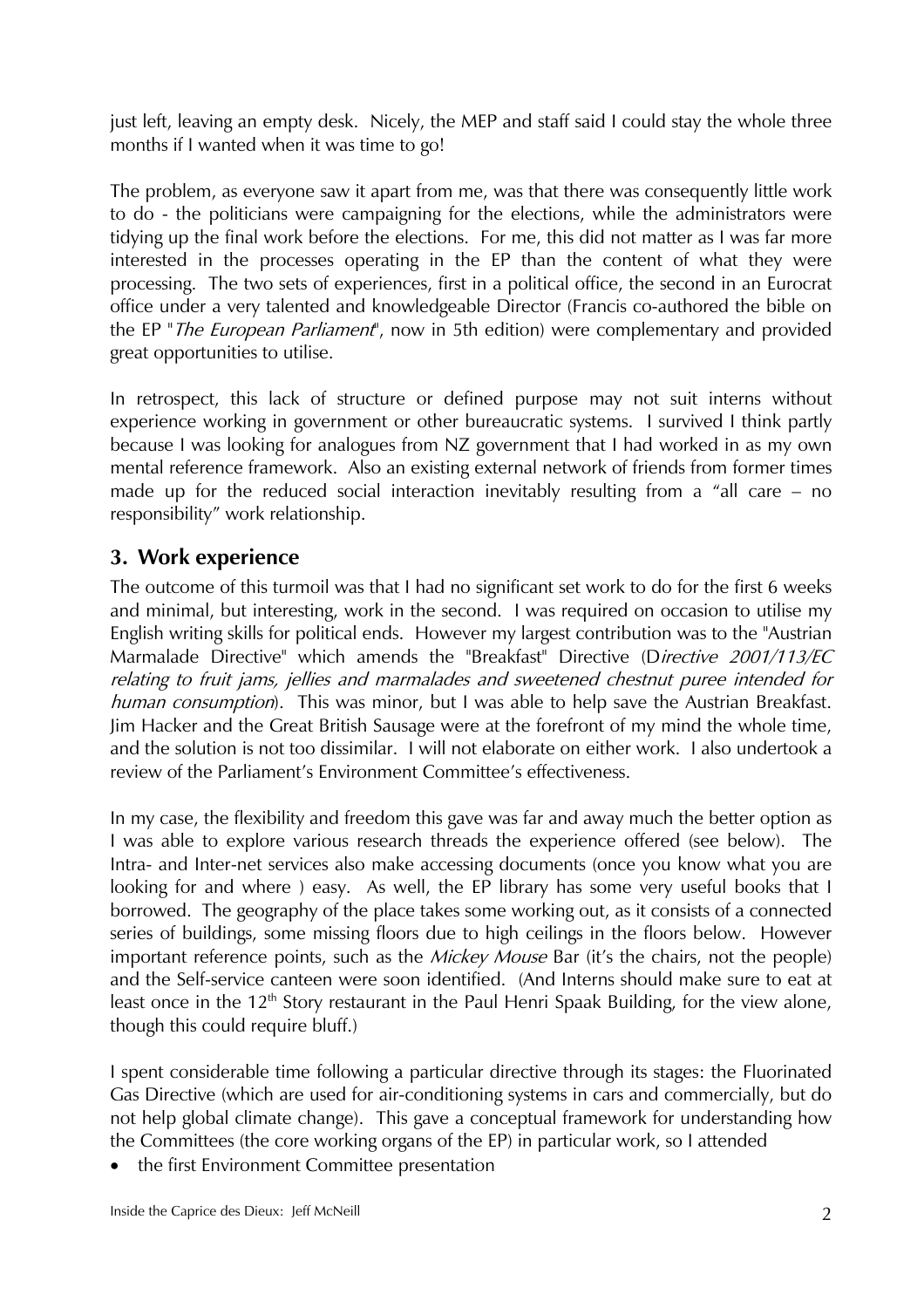just left, leaving an empty desk. Nicely, the MEP and staff said I could stay the whole three months if I wanted when it was time to go!

The problem, as everyone saw it apart from me, was that there was consequently little work to do - the politicians were campaigning for the elections, while the administrators were tidying up the final work before the elections. For me, this did not matter as I was far more interested in the processes operating in the EP than the content of what they were processing. The two sets of experiences, first in a political office, the second in an Eurocrat office under a very talented and knowledgeable Director (Francis co-authored the bible on the EP "*The European Parliament*", now in 5th edition) were complementary and provided great opportunities to utilise.

In retrospect, this lack of structure or defined purpose may not suit interns without experience working in government or other bureaucratic systems. I survived I think partly because I was looking for analogues from NZ government that I had worked in as my own mental reference framework. Also an existing external network of friends from former times made up for the reduced social interaction inevitably resulting from a "all care – no responsibility" work relationship.

## 3. Work experience

The outcome of this turmoil was that I had no significant set work to do for the first 6 weeks and minimal, but interesting, work in the second. I was required on occasion to utilise my English writing skills for political ends. However my largest contribution was to the "Austrian Marmalade Directive" which amends the "Breakfast" Directive (D*irective 2001/113/EC relating to fruit jams, jellies and marmalades and sweetened chestnut puree intended for human consumption*). This was minor, but I was able to help save the Austrian Breakfast. Jim Hacker and the Great British Sausage were at the forefront of my mind the whole time, and the solution is not too dissimilar. I will not elaborate on either work. I also undertook a review of the Parliament's Environment Committee's effectiveness.

In my case, the flexibility and freedom this gave was far and away much the better option as I was able to explore various research threads the experience offered (see below). The Intra- and Inter-net services also make accessing documents (once you know what you are looking for and where ) easy. As well, the EP library has some very useful books that I borrowed. The geography of the place takes some working out, as it consists of a connected series of buildings, some missing floors due to high ceilings in the floors below. However important reference points, such as the *Mickey Mouse* Bar (it's the chairs, not the people) and the Self-service canteen were soon identified. (And Interns should make sure to eat at least once in the 12th Story restaurant in the Paul Henri Spaak Building, for the view alone, though this could require bluff.)

I spent considerable time following a particular directive through its stages: the Fluorinated Gas Directive (which are used for air-conditioning systems in cars and commercially, but do not help global climate change). This gave a conceptual framework for understanding how the Committees (the core working organs of the EP) in particular work, so I attended

- the first Environment Committee presentation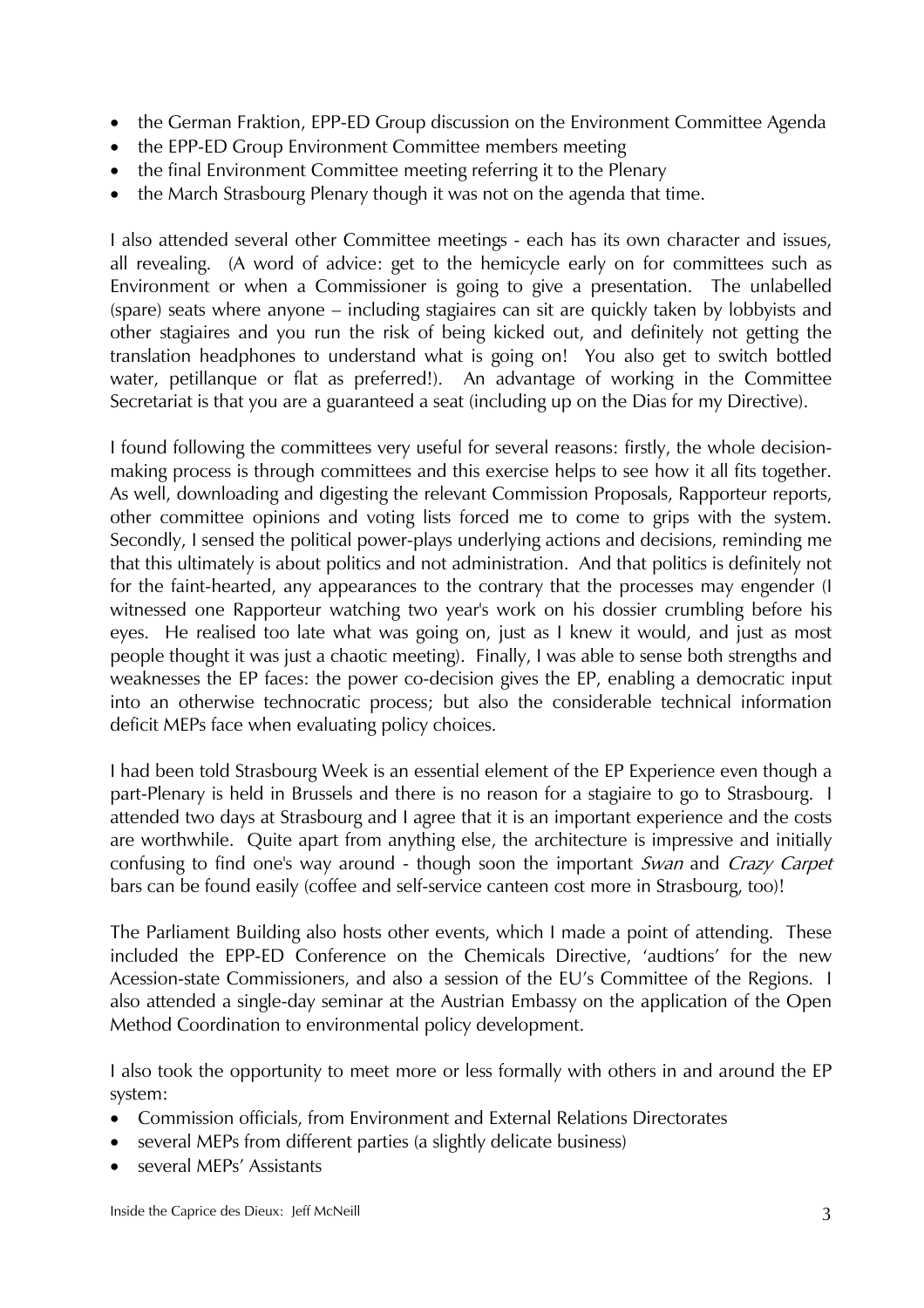- the German Fraktion, EPP-ED Group discussion on the Environment Committee Agenda
- the EPP-ED Group Environment Committee members meeting
- the final Environment Committee meeting referring it to the Plenary
- the March Strasbourg Plenary though it was not on the agenda that time.

I also attended several other Committee meetings - each has its own character and issues, all revealing. (A word of advice: get to the hemicycle early on for committees such as Environment or when a Commissioner is going to give a presentation. The unlabelled (spare) seats where anyone – including stagiaires can sit are quickly taken by lobbyists and other stagiaires and you run the risk of being kicked out, and definitely not getting the translation headphones to understand what is going on! You also get to switch bottled water, petillanque or flat as preferred!). An advantage of working in the Committee Secretariat is that you are a guaranteed a seat (including up on the Dias for my Directive).

I found following the committees very useful for several reasons: firstly, the whole decision-making process is through committees and this exercise helps to see how it all fits together. As well, downloading and digesting the relevant Commission Proposals, Rapporteur reports, other committee opinions and voting lists forced me to come to grips with the system. Secondly, I sensed the political power-plays underlying actions and decisions, reminding me that this ultimately is about politics and not administration. And that politics is definitely not for the faint-hearted, any appearances to the contrary that the processes may engender (I witnessed one Rapporteur watching two year's work on his dossier crumbling before his eyes. He realised too late what was going on, just as I knew it would, and just as most people thought it was just a chaotic meeting). Finally, I was able to sense both strengths and weaknesses the EP faces: the power co-decision gives the EP, enabling a democratic input into an otherwise technocratic process; but also the considerable technical information deficit MEPs face when evaluating policy choices.

I had been told Strasbourg Week is an essential element of the EP Experience even though a part-Plenary is held in Brussels and there is no reason for a stagiaire to go to Strasbourg. I attended two days at Strasbourg and I agree that it is an important experience and the costs are worthwhile. Quite apart from anything else, the architecture is impressive and initially confusing to find one's way around - though soon the important *Swan* and *Crazy Carpet* bars can be found easily (coffee and self-service canteen cost more in Strasbourg, too)!

The Parliament Building also hosts other events, which I made a point of attending. These included the EPP-ED Conference on the Chemicals Directive, 'audtions' for the new Acession-state Commissioners, and also a session of the EU's Committee of the Regions. I also attended a single-day seminar at the Austrian Embassy on the application of the Open Method Coordination to environmental policy development.

I also took the opportunity to meet more or less formally with others in and around the EP system:

- Commission officials, from Environment and External Relations Directorates
- several MEPs from different parties (a slightly delicate business)
- several MEPs' Assistants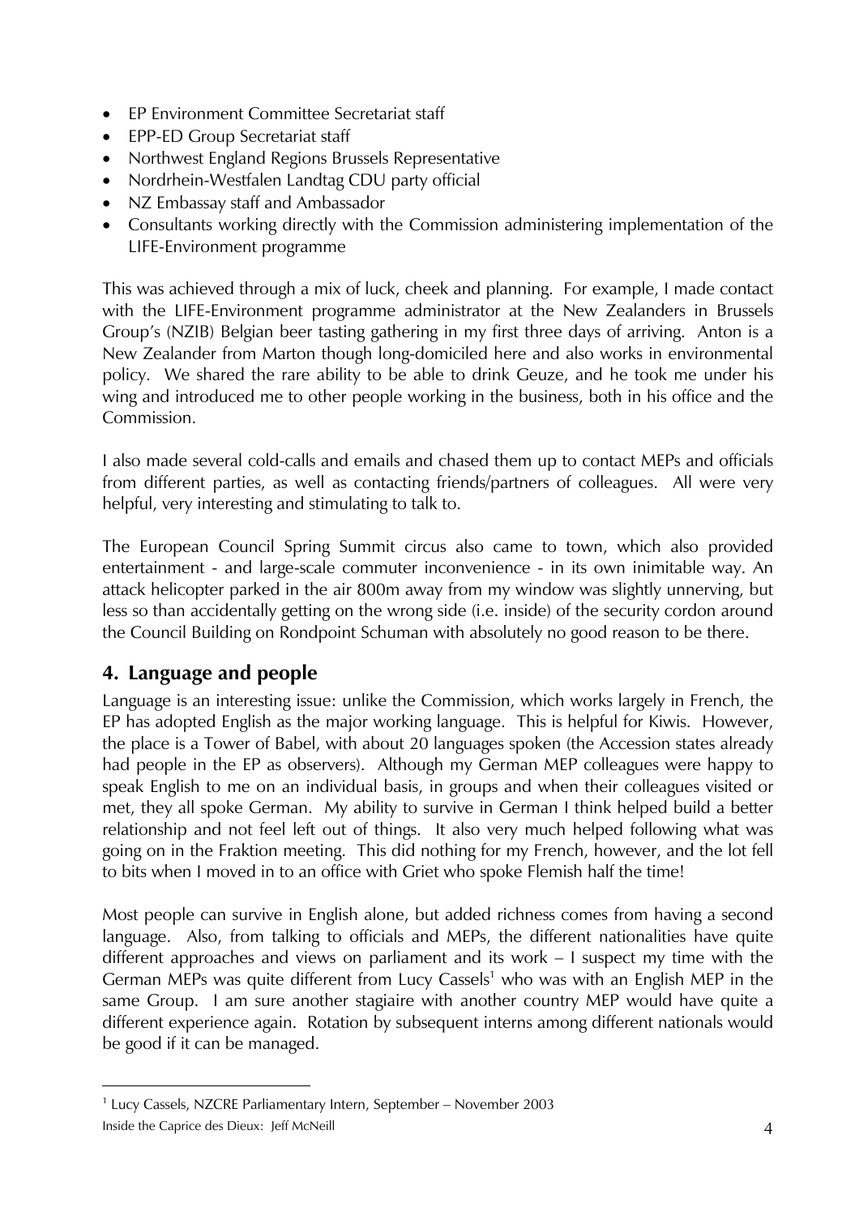- EP Environment Committee Secretariat staff
- EPP-ED Group Secretariat staff
- Northwest England Regions Brussels Representative
- Nordrhein-Westfalen Landtag CDU party official
- NZ Embassay staff and Ambassador
- Consultants working directly with the Commission administering implementation of the LIFE-Environment programme

This was achieved through a mix of luck, cheek and planning. For example, I made contact with the LIFE-Environment programme administrator at the New Zealanders in Brussels Group's (NZIB) Belgian beer tasting gathering in my first three days of arriving. Anton is a New Zealander from Marton though long-domiciled here and also works in environmental policy. We shared the rare ability to be able to drink Geuze, and he took me under his wing and introduced me to other people working in the business, both in his office and the Commission.

I also made several cold-calls and emails and chased them up to contact MEPs and officials from different parties, as well as contacting friends/partners of colleagues. All were very helpful, very interesting and stimulating to talk to.

The European Council Spring Summit circus also came to town, which also provided entertainment - and large-scale commuter inconvenience - in its own inimitable way. An attack helicopter parked in the air 800m away from my window was slightly unnerving, but less so than accidentally getting on the wrong side (i.e. inside) of the security cordon around the Council Building on Rondpoint Schuman with absolutely no good reason to be there.

## 4. Language and people

Language is an interesting issue: unlike the Commission, which works largely in French, the EP has adopted English as the major working language. This is helpful for Kiwis. However, the place is a Tower of Babel, with about 20 languages spoken (the Accession states already had people in the EP as observers). Although my German MEP colleagues were happy to speak English to me on an individual basis, in groups and when their colleagues visited or met, they all spoke German. My ability to survive in German I think helped build a better relationship and not feel left out of things. It also very much helped following what was going on in the Fraktion meeting. This did nothing for my French, however, and the lot fell to bits when I moved in to an office with Griet who spoke Flemish half the time!

Most people can survive in English alone, but added richness comes from having a second language. Also, from talking to officials and MEPs, the different nationalities have quite different approaches and views on parliament and its work – I suspect my time with the German MEPs was quite different from Lucy Cassels[1] who was with an English MEP in the same Group. I am sure another stagiaire with another country MEP would have quite a different experience again. Rotation by subsequent interns among different nationals would be good if it can be managed.

[1] Lucy Cassels, NZCRE Parliamentary Intern, September – November 2003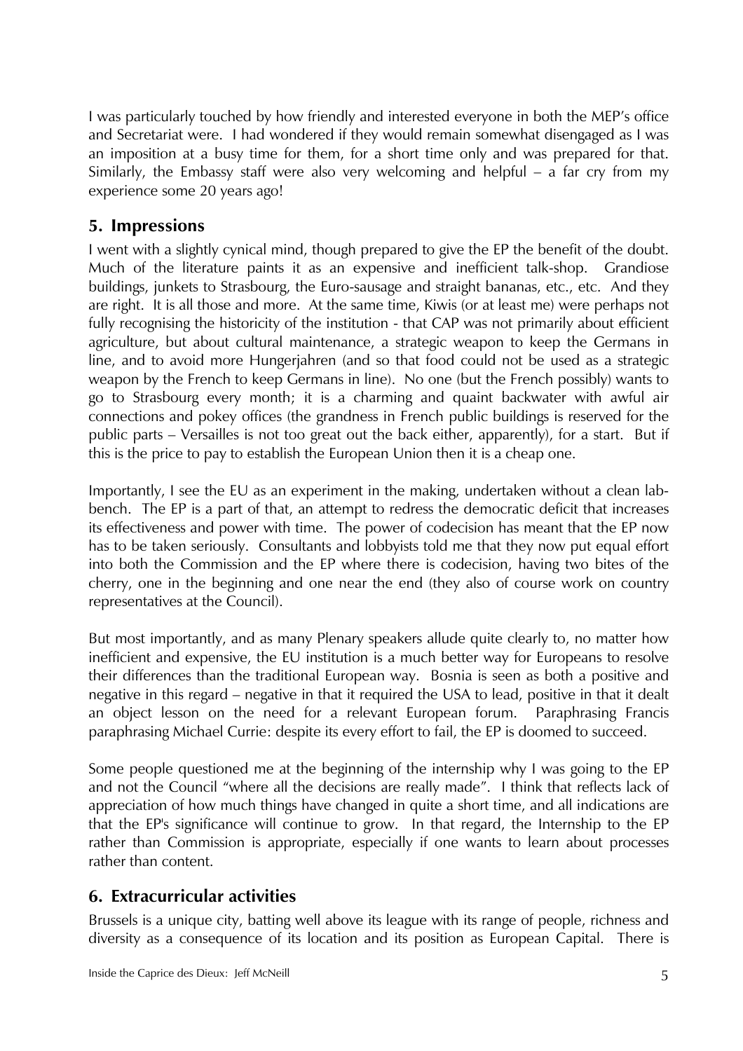I was particularly touched by how friendly and interested everyone in both the MEP's office and Secretariat were. I had wondered if they would remain somewhat disengaged as I was an imposition at a busy time for them, for a short time only and was prepared for that. Similarly, the Embassy staff were also very welcoming and helpful – a far cry from my experience some 20 years ago!

## 5. Impressions

I went with a slightly cynical mind, though prepared to give the EP the benefit of the doubt. Much of the literature paints it as an expensive and inefficient talk-shop. Grandiose buildings, junkets to Strasbourg, the Euro-sausage and straight bananas, etc., etc. And they are right. It is all those and more. At the same time, Kiwis (or at least me) were perhaps not fully recognising the historicity of the institution - that CAP was not primarily about efficient agriculture, but about cultural maintenance, a strategic weapon to keep the Germans in line, and to avoid more Hungerjahren (and so that food could not be used as a strategic weapon by the French to keep Germans in line). No one (but the French possibly) wants to go to Strasbourg every month; it is a charming and quaint backwater with awful air connections and pokey offices (the grandness in French public buildings is reserved for the public parts – Versailles is not too great out the back either, apparently), for a start. But if this is the price to pay to establish the European Union then it is a cheap one.

Importantly, I see the EU as an experiment in the making, undertaken without a clean lab-bench. The EP is a part of that, an attempt to redress the democratic deficit that increases its effectiveness and power with time. The power of codecision has meant that the EP now has to be taken seriously. Consultants and lobbyists told me that they now put equal effort into both the Commission and the EP where there is codecision, having two bites of the cherry, one in the beginning and one near the end (they also of course work on country representatives at the Council).

But most importantly, and as many Plenary speakers allude quite clearly to, no matter how inefficient and expensive, the EU institution is a much better way for Europeans to resolve their differences than the traditional European way. Bosnia is seen as both a positive and negative in this regard – negative in that it required the USA to lead, positive in that it dealt an object lesson on the need for a relevant European forum. Paraphrasing Francis paraphrasing Michael Currie: despite its every effort to fail, the EP is doomed to succeed.

Some people questioned me at the beginning of the internship why I was going to the EP and not the Council "where all the decisions are really made". I think that reflects lack of appreciation of how much things have changed in quite a short time, and all indications are that the EP's significance will continue to grow. In that regard, the Internship to the EP rather than Commission is appropriate, especially if one wants to learn about processes rather than content.

## 6. Extracurricular activities

Brussels is a unique city, batting well above its league with its range of people, richness and diversity as a consequence of its location and its position as European Capital. There is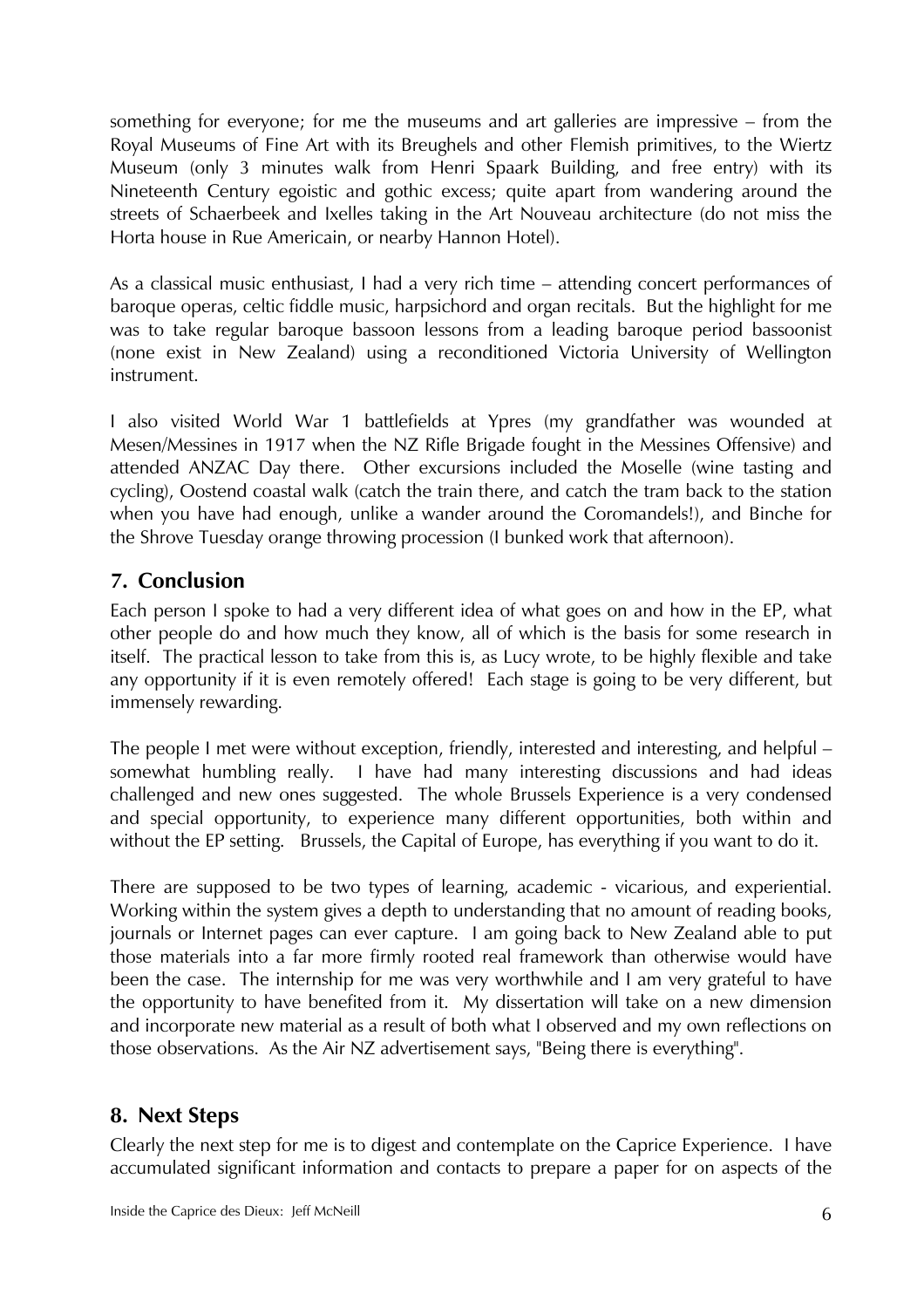something for everyone; for me the museums and art galleries are impressive – from the Royal Museums of Fine Art with its Breughels and other Flemish primitives, to the Wiertz Museum (only 3 minutes walk from Henri Spaark Building, and free entry) with its Nineteenth Century egoistic and gothic excess; quite apart from wandering around the streets of Schaerbeek and Ixelles taking in the Art Nouveau architecture (do not miss the Horta house in Rue Americain, or nearby Hannon Hotel).

As a classical music enthusiast, I had a very rich time – attending concert performances of baroque operas, celtic fiddle music, harpsichord and organ recitals. But the highlight for me was to take regular baroque bassoon lessons from a leading baroque period bassoonist (none exist in New Zealand) using a reconditioned Victoria University of Wellington instrument.

I also visited World War 1 battlefields at Ypres (my grandfather was wounded at Mesen/Messines in 1917 when the NZ Rifle Brigade fought in the Messines Offensive) and attended ANZAC Day there. Other excursions included the Moselle (wine tasting and cycling), Oostend coastal walk (catch the train there, and catch the tram back to the station when you have had enough, unlike a wander around the Coromandels!), and Binche for the Shrove Tuesday orange throwing procession (I bunked work that afternoon).

## 7. Conclusion

Each person I spoke to had a very different idea of what goes on and how in the EP, what other people do and how much they know, all of which is the basis for some research in itself. The practical lesson to take from this is, as Lucy wrote, to be highly flexible and take any opportunity if it is even remotely offered! Each stage is going to be very different, but immensely rewarding.

The people I met were without exception, friendly, interested and interesting, and helpful – somewhat humbling really. I have had many interesting discussions and had ideas challenged and new ones suggested. The whole Brussels Experience is a very condensed and special opportunity, to experience many different opportunities, both within and without the EP setting. Brussels, the Capital of Europe, has everything if you want to do it.

There are supposed to be two types of learning, academic - vicarious, and experiential. Working within the system gives a depth to understanding that no amount of reading books, journals or Internet pages can ever capture. I am going back to New Zealand able to put those materials into a far more firmly rooted real framework than otherwise would have been the case. The internship for me was very worthwhile and I am very grateful to have the opportunity to have benefited from it. My dissertation will take on a new dimension and incorporate new material as a result of both what I observed and my own reflections on those observations. As the Air NZ advertisement says, "Being there is everything".

## 8. Next Steps

Clearly the next step for me is to digest and contemplate on the Caprice Experience. I have accumulated significant information and contacts to prepare a paper for on aspects of the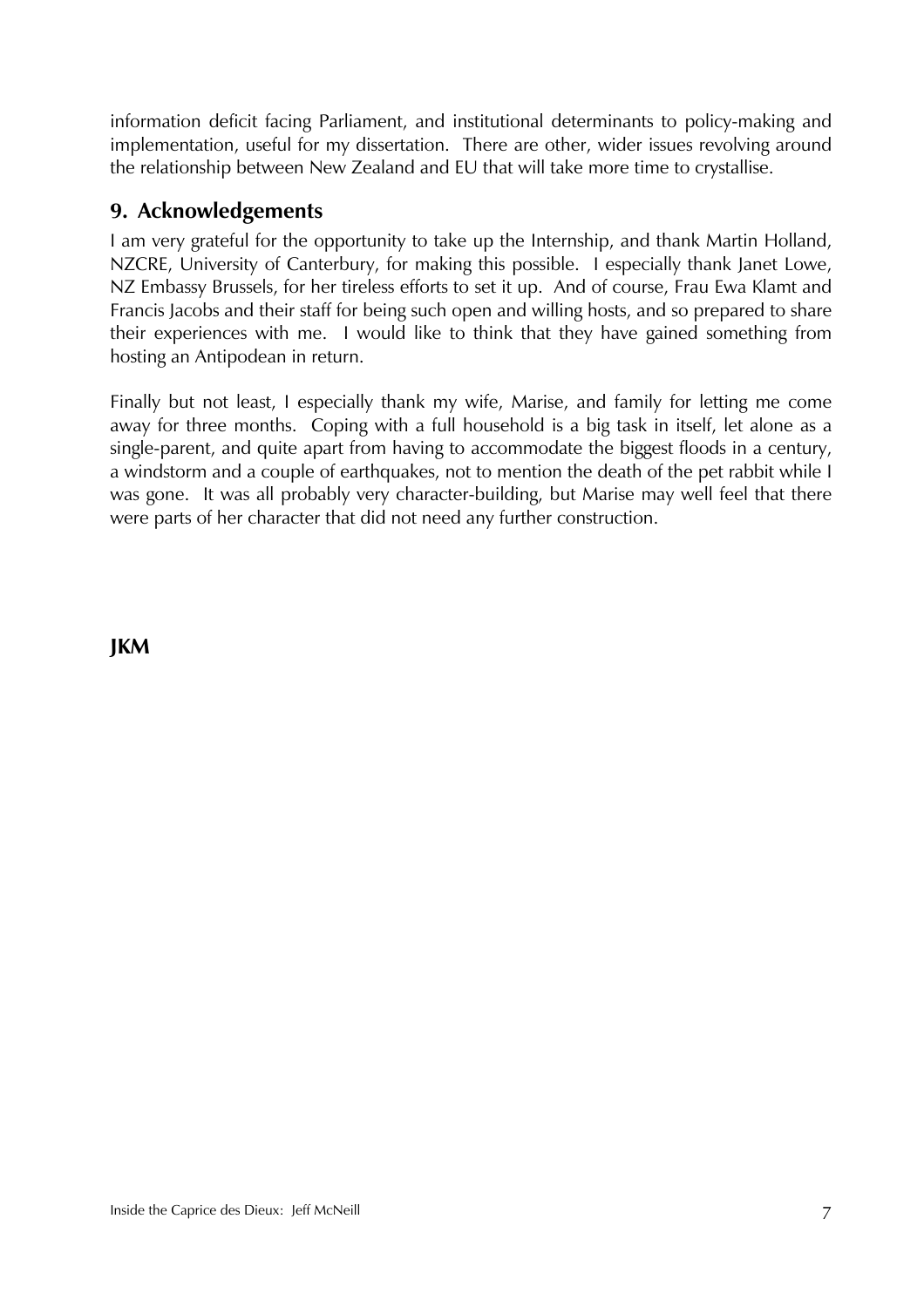information deficit facing Parliament, and institutional determinants to policy-making and implementation, useful for my dissertation. There are other, wider issues revolving around the relationship between New Zealand and EU that will take more time to crystallise.

## 9. Acknowledgements

I am very grateful for the opportunity to take up the Internship, and thank Martin Holland, NZCRE, University of Canterbury, for making this possible. I especially thank Janet Lowe, NZ Embassy Brussels, for her tireless efforts to set it up. And of course, Frau Ewa Klamt and Francis Jacobs and their staff for being such open and willing hosts, and so prepared to share their experiences with me. I would like to think that they have gained something from hosting an Antipodean in return.

Finally but not least, I especially thank my wife, Marise, and family for letting me come away for three months. Coping with a full household is a big task in itself, let alone as a single-parent, and quite apart from having to accommodate the biggest floods in a century, a windstorm and a couple of earthquakes, not to mention the death of the pet rabbit while I was gone. It was all probably very character-building, but Marise may well feel that there were parts of her character that did not need any further construction.

**JKM**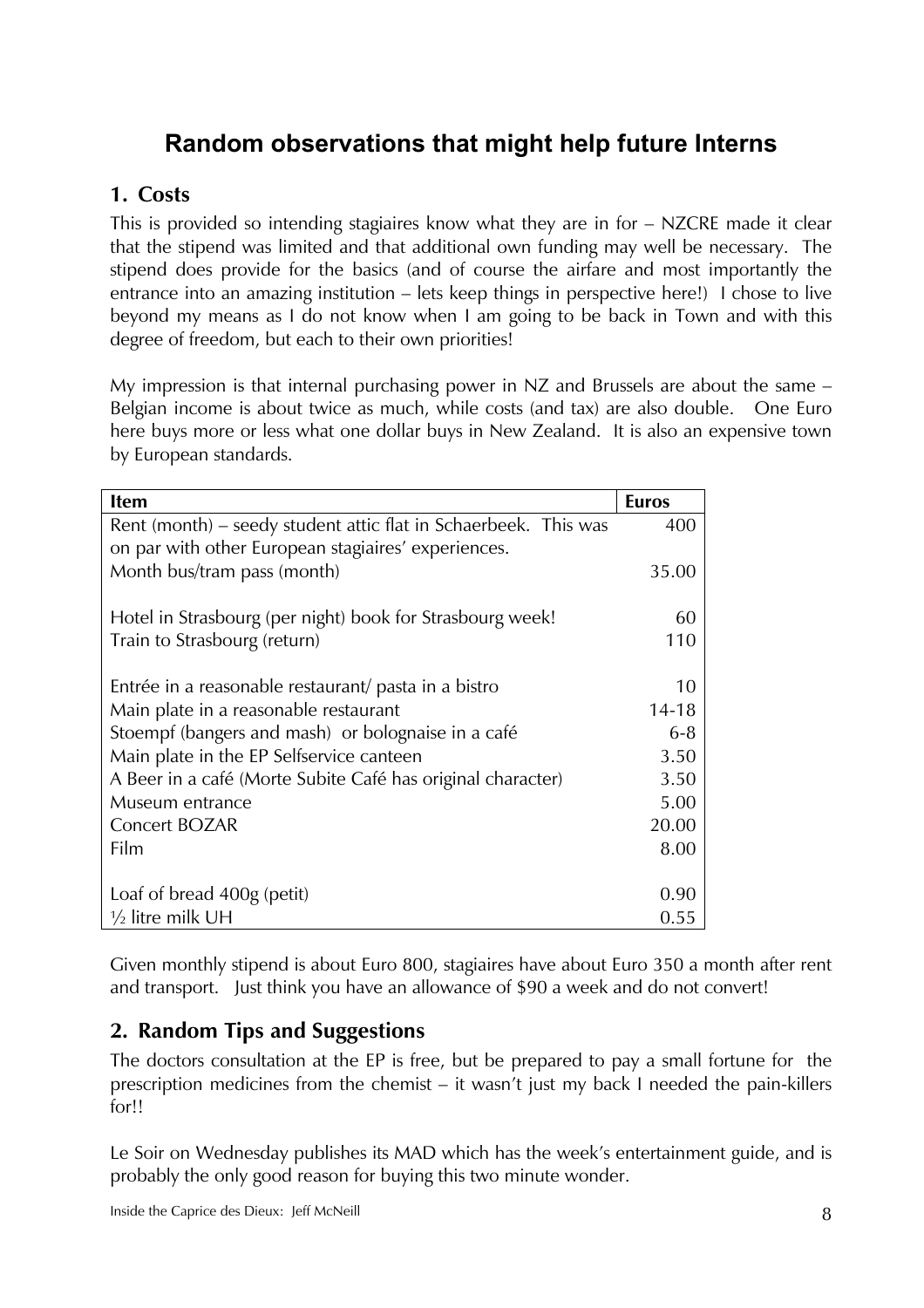# Random observations that might help future Interns

## 1. Costs

This is provided so intending stagiaires know what they are in for – NZCRE made it clear that the stipend was limited and that additional own funding may well be necessary. The stipend does provide for the basics (and of course the airfare and most importantly the entrance into an amazing institution – lets keep things in perspective here!) I chose to live beyond my means as I do not know when I am going to be back in Town and with this degree of freedom, but each to their own priorities!

My impression is that internal purchasing power in NZ and Brussels are about the same – Belgian income is about twice as much, while costs (and tax) are also double. One Euro here buys more or less what one dollar buys in New Zealand. It is also an expensive town by European standards.

| Item | Euros |
|---|---|
| Rent (month) – seedy student attic flat in Schaerbeek. This was on par with other European stagiaires' experiences. | 400 |
| Month bus/tram pass (month) | 35.00 |
| | |
| Hotel in Strasbourg (per night) book for Strasbourg week! | 60 |
| Train to Strasbourg (return) | 110 |
| | |
| Entrée in a reasonable restaurant/ pasta in a bistro | 10 |
| Main plate in a reasonable restaurant | 14-18 |
| Stoempf (bangers and mash) or bolognaise in a café | 6-8 |
| Main plate in the EP Selfservice canteen | 3.50 |
| A Beer in a café (Morte Subite Café has original character) | 3.50 |
| Museum entrance | 5.00 |
| Concert BOZAR | 20.00 |
| Film | 8.00 |
| | |
| Loaf of bread 400g (petit) | 0.90 |
| ½ litre milk UH | 0.55 |

Given monthly stipend is about Euro 800, stagiaires have about Euro 350 a month after rent and transport. Just think you have an allowance of $90 a week and do not convert!

## 2. Random Tips and Suggestions

The doctors consultation at the EP is free, but be prepared to pay a small fortune for the prescription medicines from the chemist – it wasn't just my back I needed the pain-killers for!!

Le Soir on Wednesday publishes its MAD which has the week's entertainment guide, and is probably the only good reason for buying this two minute wonder.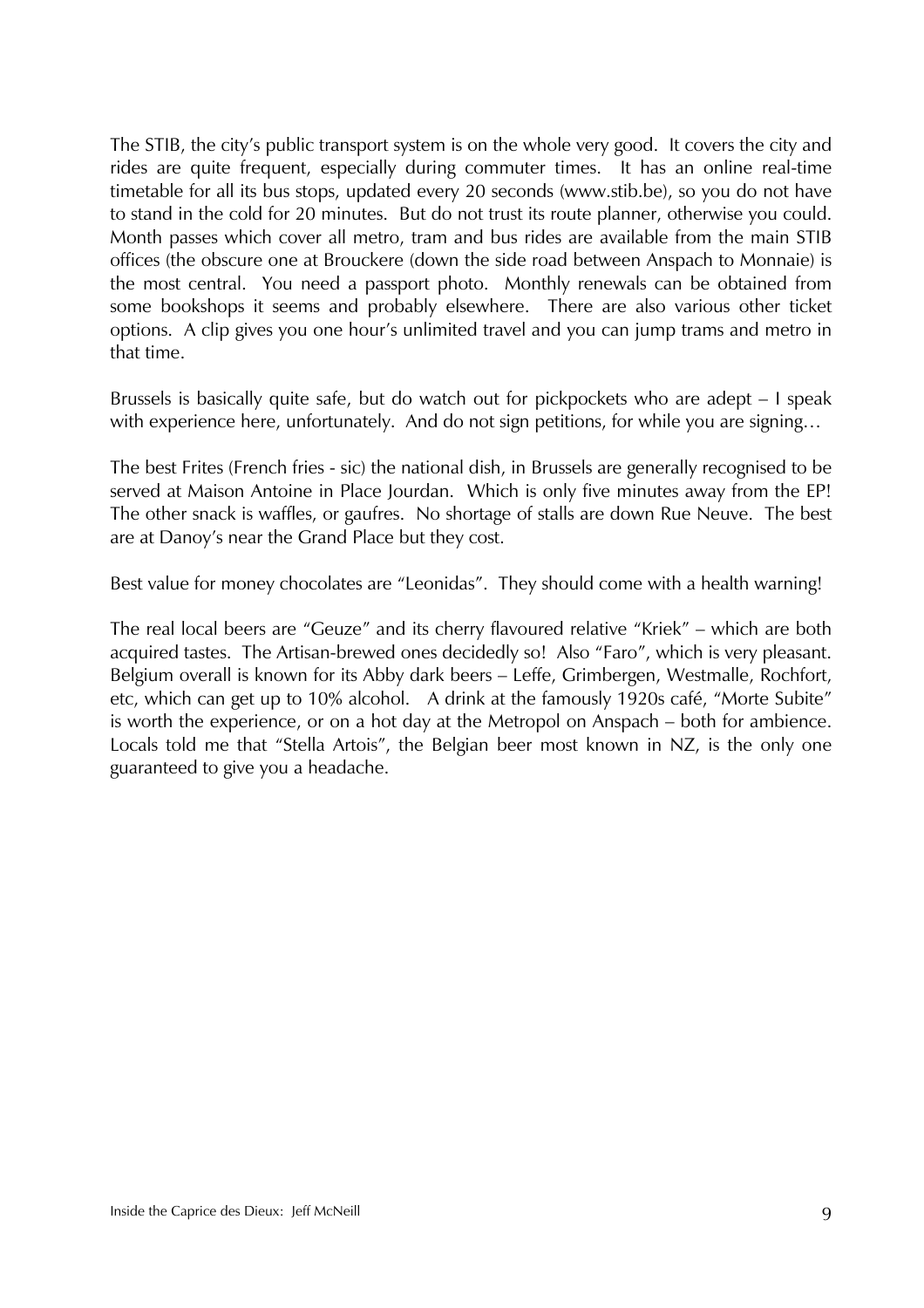The STIB, the city's public transport system is on the whole very good. It covers the city and rides are quite frequent, especially during commuter times. It has an online real-time timetable for all its bus stops, updated every 20 seconds (www.stib.be), so you do not have to stand in the cold for 20 minutes. But do not trust its route planner, otherwise you could. Month passes which cover all metro, tram and bus rides are available from the main STIB offices (the obscure one at Brouckere (down the side road between Anspach to Monnaie) is the most central. You need a passport photo. Monthly renewals can be obtained from some bookshops it seems and probably elsewhere. There are also various other ticket options. A clip gives you one hour's unlimited travel and you can jump trams and metro in that time.

Brussels is basically quite safe, but do watch out for pickpockets who are adept – I speak with experience here, unfortunately. And do not sign petitions, for while you are signing…

The best Frites (French fries - sic) the national dish, in Brussels are generally recognised to be served at Maison Antoine in Place Jourdan. Which is only five minutes away from the EP! The other snack is waffles, or gaufres. No shortage of stalls are down Rue Neuve. The best are at Danoy's near the Grand Place but they cost.

Best value for money chocolates are "Leonidas". They should come with a health warning!

The real local beers are "Geuze" and its cherry flavoured relative "Kriek" – which are both acquired tastes. The Artisan-brewed ones decidedly so! Also "Faro", which is very pleasant. Belgium overall is known for its Abby dark beers – Leffe, Grimbergen, Westmalle, Rochfort, etc, which can get up to 10% alcohol. A drink at the famously 1920s café, "Morte Subite" is worth the experience, or on a hot day at the Metropol on Anspach – both for ambience. Locals told me that "Stella Artois", the Belgian beer most known in NZ, is the only one guaranteed to give you a headache.